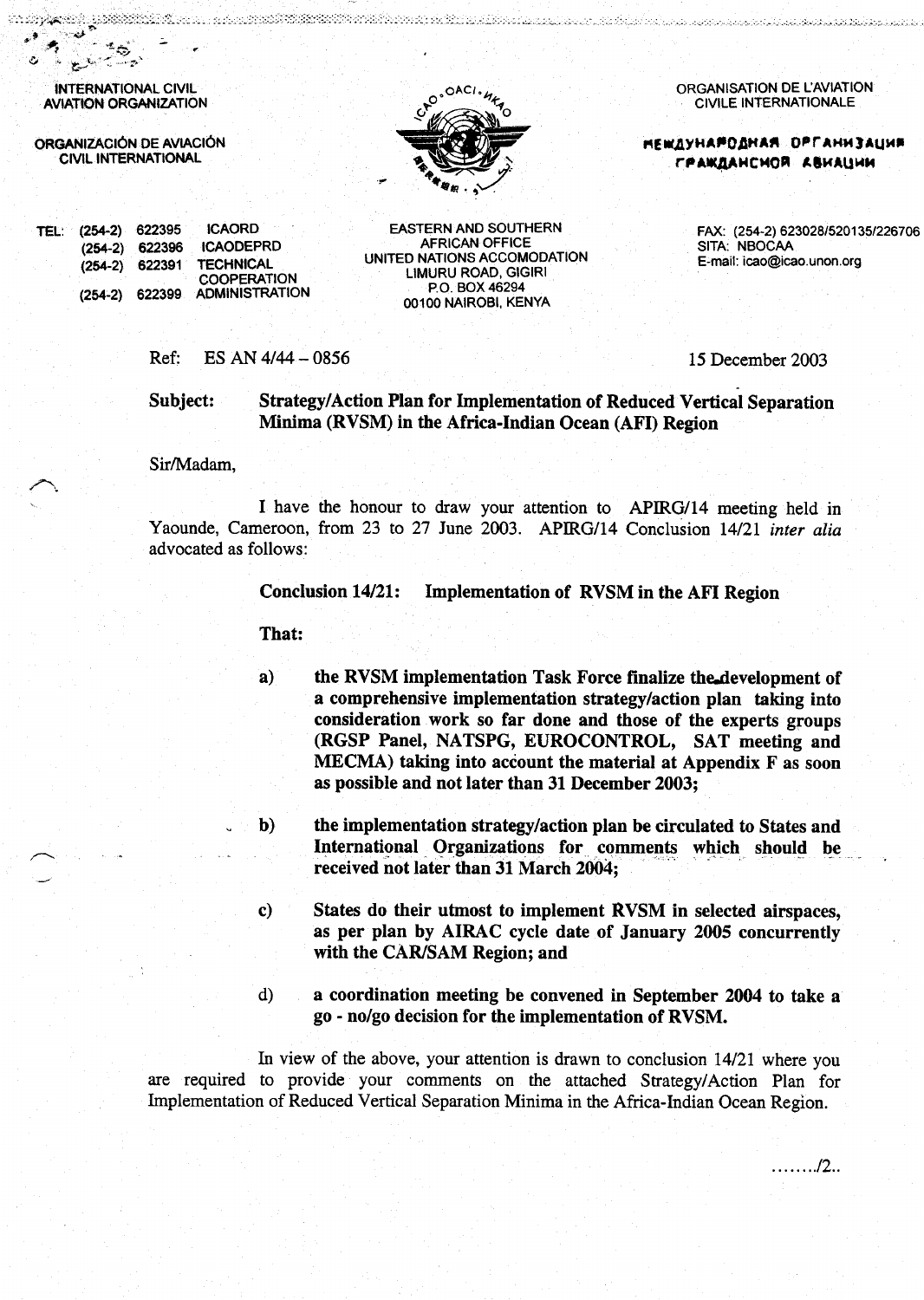INTERNATIONAL CIVIL AVIATION ORGANIZATION

ORGANIZACIÓN DE AVIACIÓN CIVIL INTERNATIONAL

ORGANISATION DE L'AVIATION CIVILE INTERNATIONALE

МЕЖДУНАРОДНАЯ ОРГАНИЗАЦИЯ ГРАЖДАНСКОЙ АВИАЦИИ

TEL: (254-2) 622395 ICAORD
(254-2) 622396 ICAODEPRD
(254-2) 622391 TECHNICAL COOPERATION
(254-2) 622399 ADMINISTRATION

EASTERN AND SOUTHERN AFRICAN OFFICE
UNITED NATIONS ACCOMODATION
LIMURU ROAD, GIGIRI
P.O. BOX 46294
00100 NAIROBI, KENYA

FAX: (254-2) 623028/520135/226706
SITA: NBOCAA
E-mail: icao@icao.unon.org

Ref: ES AN 4/44 – 0856

15 December 2003

**Subject: Strategy/Action Plan for Implementation of Reduced Vertical Separation Minima (RVSM) in the Africa-Indian Ocean (AFI) Region**

Sir/Madam,

I have the honour to draw your attention to APIRG/14 meeting held in Yaounde, Cameroon, from 23 to 27 June 2003. APIRG/14 Conclusion 14/21 *inter alia* advocated as follows:

**Conclusion 14/21: Implementation of RVSM in the AFI Region**

**That:**

a) **the RVSM implementation Task Force finalize the development of a comprehensive implementation strategy/action plan taking into consideration work so far done and those of the experts groups (RGSP Panel, NATSPG, EUROCONTROL, SAT meeting and MECMA) taking into account the material at Appendix F as soon as possible and not later than 31 December 2003;**

b) **the implementation strategy/action plan be circulated to States and International Organizations for comments which should be received not later than 31 March 2004;**

c) **States do their utmost to implement RVSM in selected airspaces, as per plan by AIRAC cycle date of January 2005 concurrently with the CAR/SAM Region; and**

d) **a coordination meeting be convened in September 2004 to take a go - no/go decision for the implementation of RVSM.**

In view of the above, your attention is drawn to conclusion 14/21 where you are required to provide your comments on the attached Strategy/Action Plan for Implementation of Reduced Vertical Separation Minima in the Africa-Indian Ocean Region.

......../2..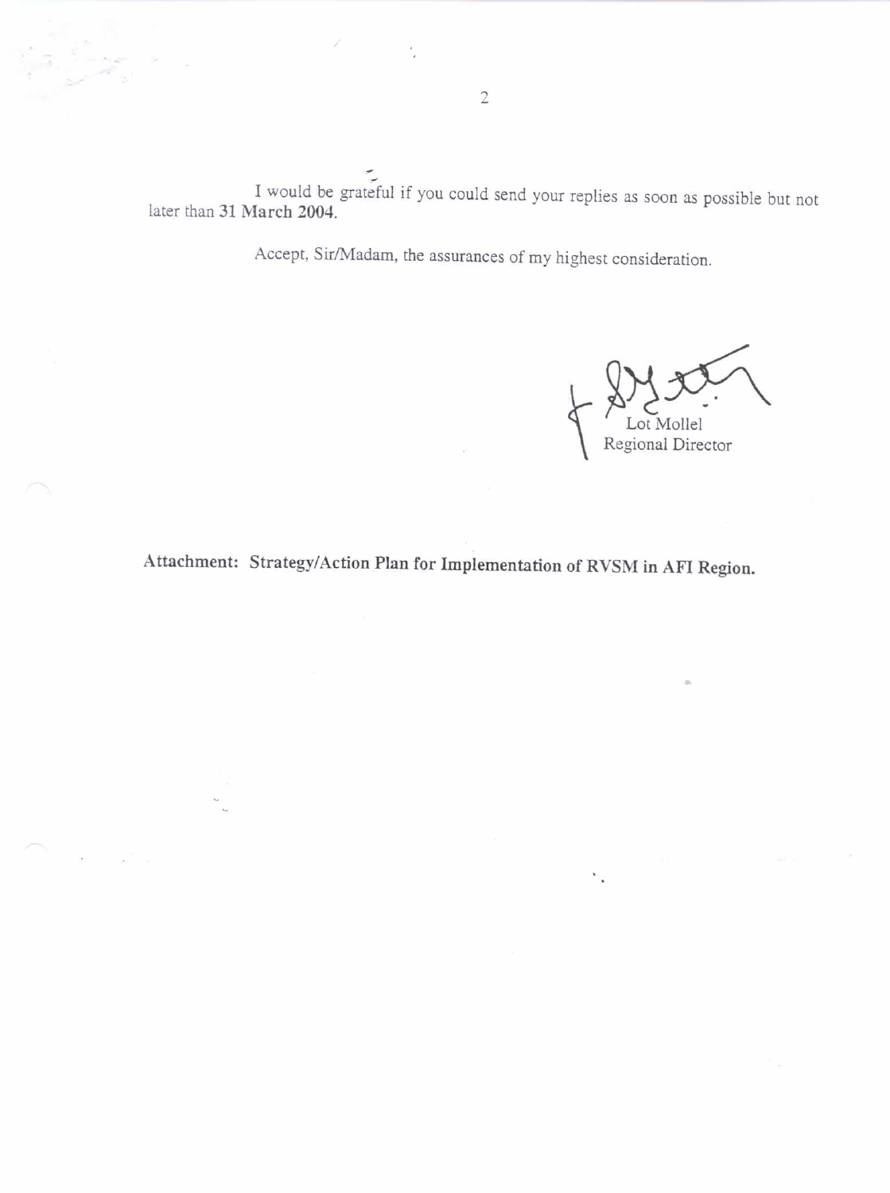I would be grateful if you could send your replies as soon as possible but not later than **31 March 2004**.

Accept, Sir/Madam, the assurances of my highest consideration.

Lot Mollel
Regional Director

**Attachment: Strategy/Action Plan for Implementation of RVSM in AFI Region.**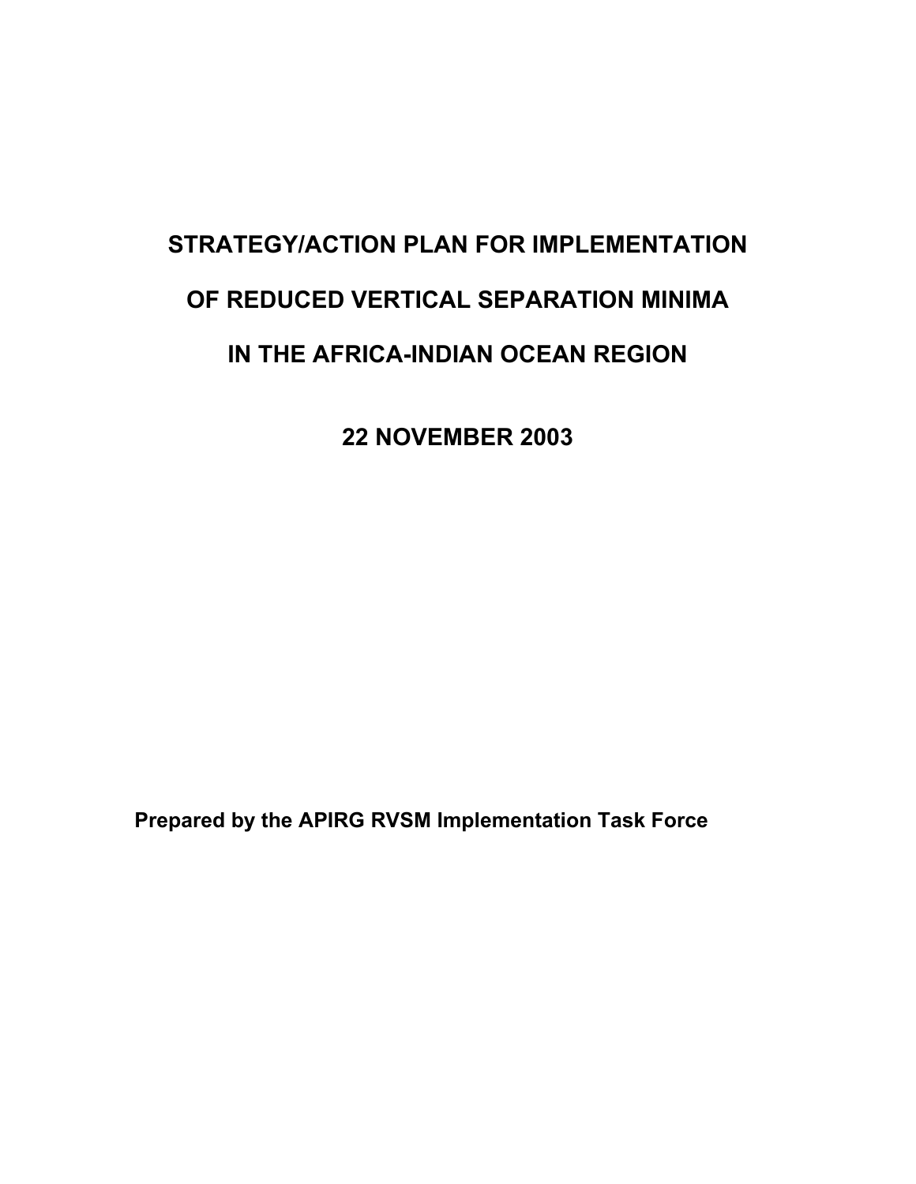# STRATEGY/ACTION PLAN FOR IMPLEMENTATION OF REDUCED VERTICAL SEPARATION MINIMA IN THE AFRICA-INDIAN OCEAN REGION

## 22 NOVEMBER 2003

**Prepared by the APIRG RVSM Implementation Task Force**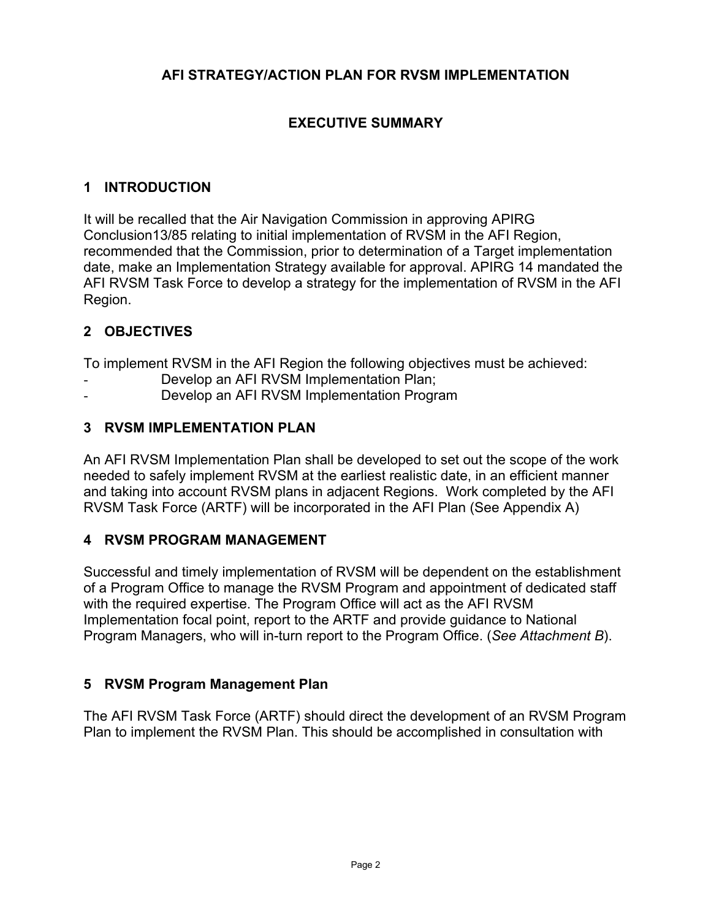# AFI STRATEGY/ACTION PLAN FOR RVSM IMPLEMENTATION

## EXECUTIVE SUMMARY

### 1 INTRODUCTION

It will be recalled that the Air Navigation Commission in approving APIRG Conclusion13/85 relating to initial implementation of RVSM in the AFI Region, recommended that the Commission, prior to determination of a Target implementation date, make an Implementation Strategy available for approval. APIRG 14 mandated the AFI RVSM Task Force to develop a strategy for the implementation of RVSM in the AFI Region.

### 2 OBJECTIVES

To implement RVSM in the AFI Region the following objectives must be achieved:

- Develop an AFI RVSM Implementation Plan;
- Develop an AFI RVSM Implementation Program

### 3 RVSM IMPLEMENTATION PLAN

An AFI RVSM Implementation Plan shall be developed to set out the scope of the work needed to safely implement RVSM at the earliest realistic date, in an efficient manner and taking into account RVSM plans in adjacent Regions. Work completed by the AFI RVSM Task Force (ARTF) will be incorporated in the AFI Plan (See Appendix A)

### 4 RVSM PROGRAM MANAGEMENT

Successful and timely implementation of RVSM will be dependent on the establishment of a Program Office to manage the RVSM Program and appointment of dedicated staff with the required expertise. The Program Office will act as the AFI RVSM Implementation focal point, report to the ARTF and provide guidance to National Program Managers, who will in-turn report to the Program Office. (*See Attachment B*).

### 5 RVSM Program Management Plan

The AFI RVSM Task Force (ARTF) should direct the development of an RVSM Program Plan to implement the RVSM Plan. This should be accomplished in consultation with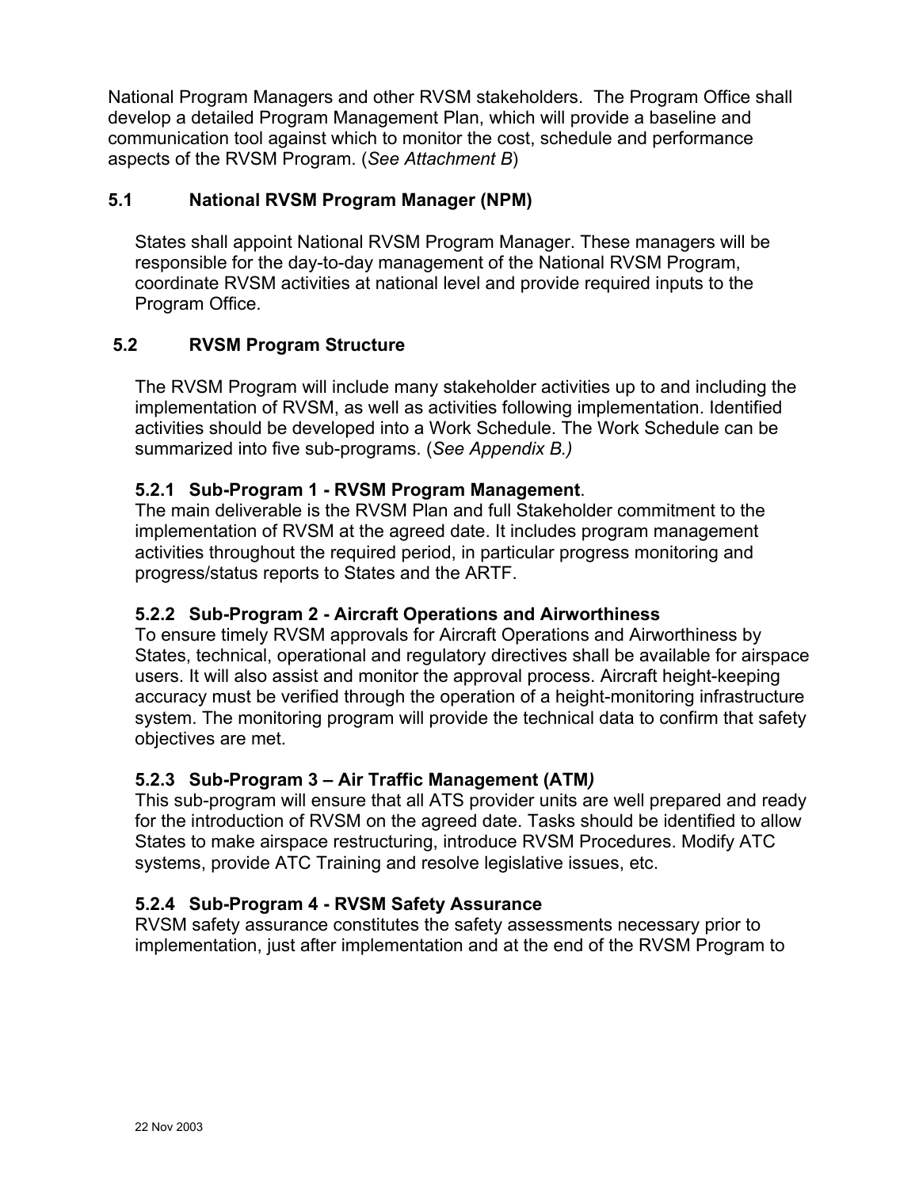National Program Managers and other RVSM stakeholders. The Program Office shall develop a detailed Program Management Plan, which will provide a baseline and communication tool against which to monitor the cost, schedule and performance aspects of the RVSM Program. (*See Attachment B*)

## 5.1 National RVSM Program Manager (NPM)

States shall appoint National RVSM Program Manager. These managers will be responsible for the day-to-day management of the National RVSM Program, coordinate RVSM activities at national level and provide required inputs to the Program Office.

## 5.2 RVSM Program Structure

The RVSM Program will include many stakeholder activities up to and including the implementation of RVSM, as well as activities following implementation. Identified activities should be developed into a Work Schedule. The Work Schedule can be summarized into five sub-programs. (*See Appendix B.)*

### 5.2.1 Sub-Program 1 - RVSM Program Management.

The main deliverable is the RVSM Plan and full Stakeholder commitment to the implementation of RVSM at the agreed date. It includes program management activities throughout the required period, in particular progress monitoring and progress/status reports to States and the ARTF.

### 5.2.2 Sub-Program 2 - Aircraft Operations and Airworthiness

To ensure timely RVSM approvals for Aircraft Operations and Airworthiness by States, technical, operational and regulatory directives shall be available for airspace users. It will also assist and monitor the approval process. Aircraft height-keeping accuracy must be verified through the operation of a height-monitoring infrastructure system. The monitoring program will provide the technical data to confirm that safety objectives are met.

### 5.2.3 Sub-Program 3 – Air Traffic Management (ATM*)*

This sub-program will ensure that all ATS provider units are well prepared and ready for the introduction of RVSM on the agreed date. Tasks should be identified to allow States to make airspace restructuring, introduce RVSM Procedures. Modify ATC systems, provide ATC Training and resolve legislative issues, etc.

### 5.2.4 Sub-Program 4 - RVSM Safety Assurance

RVSM safety assurance constitutes the safety assessments necessary prior to implementation, just after implementation and at the end of the RVSM Program to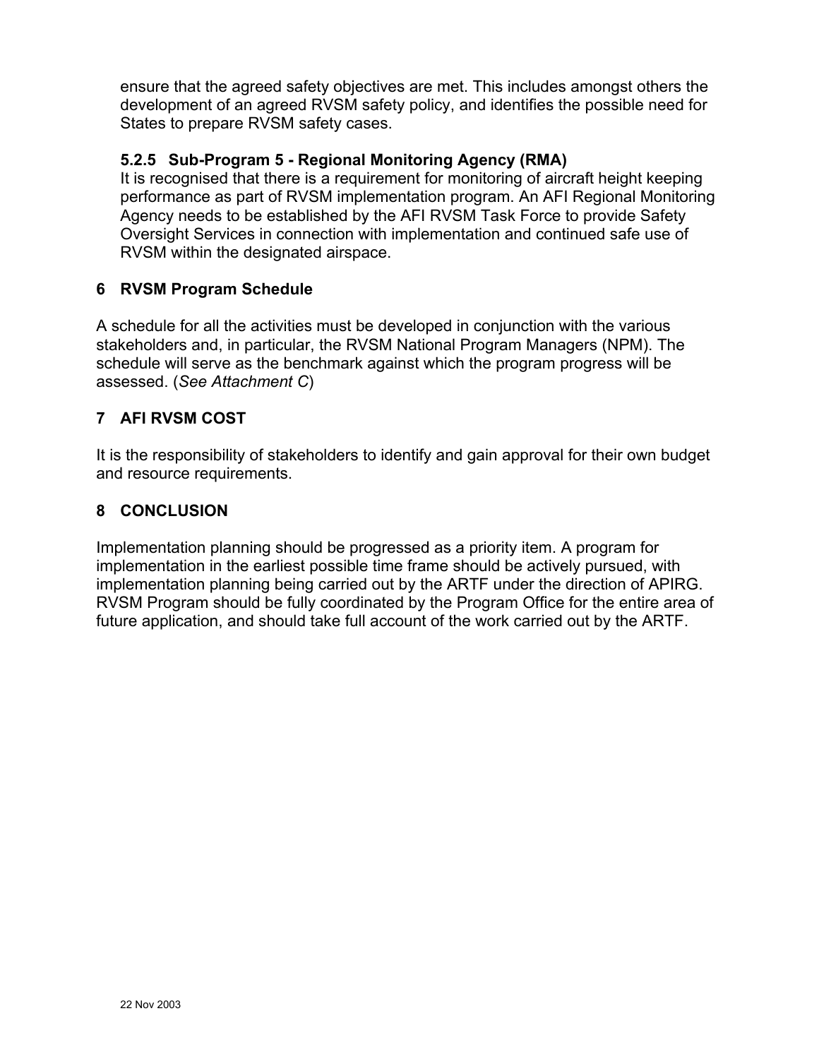ensure that the agreed safety objectives are met. This includes amongst others the development of an agreed RVSM safety policy, and identifies the possible need for States to prepare RVSM safety cases.

### 5.2.5 Sub-Program 5 - Regional Monitoring Agency (RMA)

It is recognised that there is a requirement for monitoring of aircraft height keeping performance as part of RVSM implementation program. An AFI Regional Monitoring Agency needs to be established by the AFI RVSM Task Force to provide Safety Oversight Services in connection with implementation and continued safe use of RVSM within the designated airspace.

## 6 RVSM Program Schedule

A schedule for all the activities must be developed in conjunction with the various stakeholders and, in particular, the RVSM National Program Managers (NPM). The schedule will serve as the benchmark against which the program progress will be assessed. (*See Attachment C*)

## 7 AFI RVSM COST

It is the responsibility of stakeholders to identify and gain approval for their own budget and resource requirements.

## 8 CONCLUSION

Implementation planning should be progressed as a priority item. A program for implementation in the earliest possible time frame should be actively pursued, with implementation planning being carried out by the ARTF under the direction of APIRG. RVSM Program should be fully coordinated by the Program Office for the entire area of future application, and should take full account of the work carried out by the ARTF.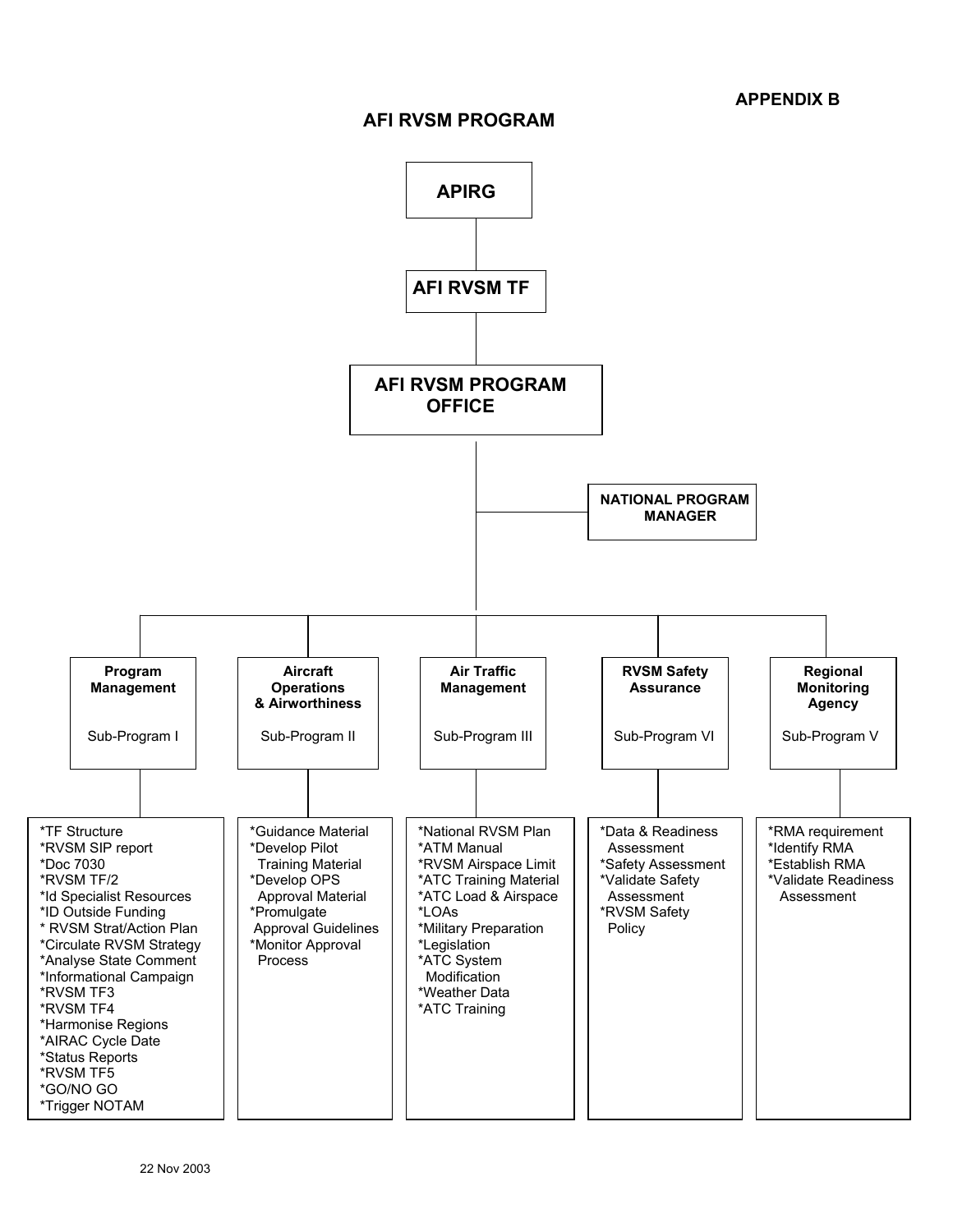**APPENDIX B**

# AFI RVSM PROGRAM

**APIRG**

**AFI RVSM TF**

**AFI RVSM PROGRAM OFFICE**

**NATIONAL PROGRAM MANAGER**

| **Program Management** Sub-Program I | **Aircraft Operations & Airworthiness** Sub-Program II | **Air Traffic Management** Sub-Program III | **RVSM Safety Assurance** Sub-Program VI | **Regional Monitoring Agency** Sub-Program V |
|---|---|---|---|---|
| *TF Structure<br>*RVSM SIP report<br>*Doc 7030<br>*RVSM TF/2<br>*Id Specialist Resources<br>*ID Outside Funding<br>* RVSM Strat/Action Plan<br>*Circulate RVSM Strategy<br>*Analyse State Comment<br>*Informational Campaign<br>*RVSM TF3<br>*RVSM TF4<br>*Harmonise Regions<br>*AIRAC Cycle Date<br>*Status Reports<br>*RVSM TF5<br>*GO/NO GO<br>*Trigger NOTAM | *Guidance Material<br>*Develop Pilot Training Material<br>*Develop OPS Approval Material<br>*Promulgate Approval Guidelines<br>*Monitor Approval Process | *National RVSM Plan<br>*ATM Manual<br>*RVSM Airspace Limit<br>*ATC Training Material<br>*ATC Load & Airspace<br>*LOAs<br>*Military Preparation<br>*Legislation<br>*ATC System Modification<br>*Weather Data<br>*ATC Training | *Data & Readiness Assessment<br>*Safety Assessment<br>*Validate Safety Assessment<br>*RVSM Safety Policy | *RMA requirement<br>*Identify RMA<br>*Establish RMA<br>*Validate Readiness Assessment |

22 Nov 2003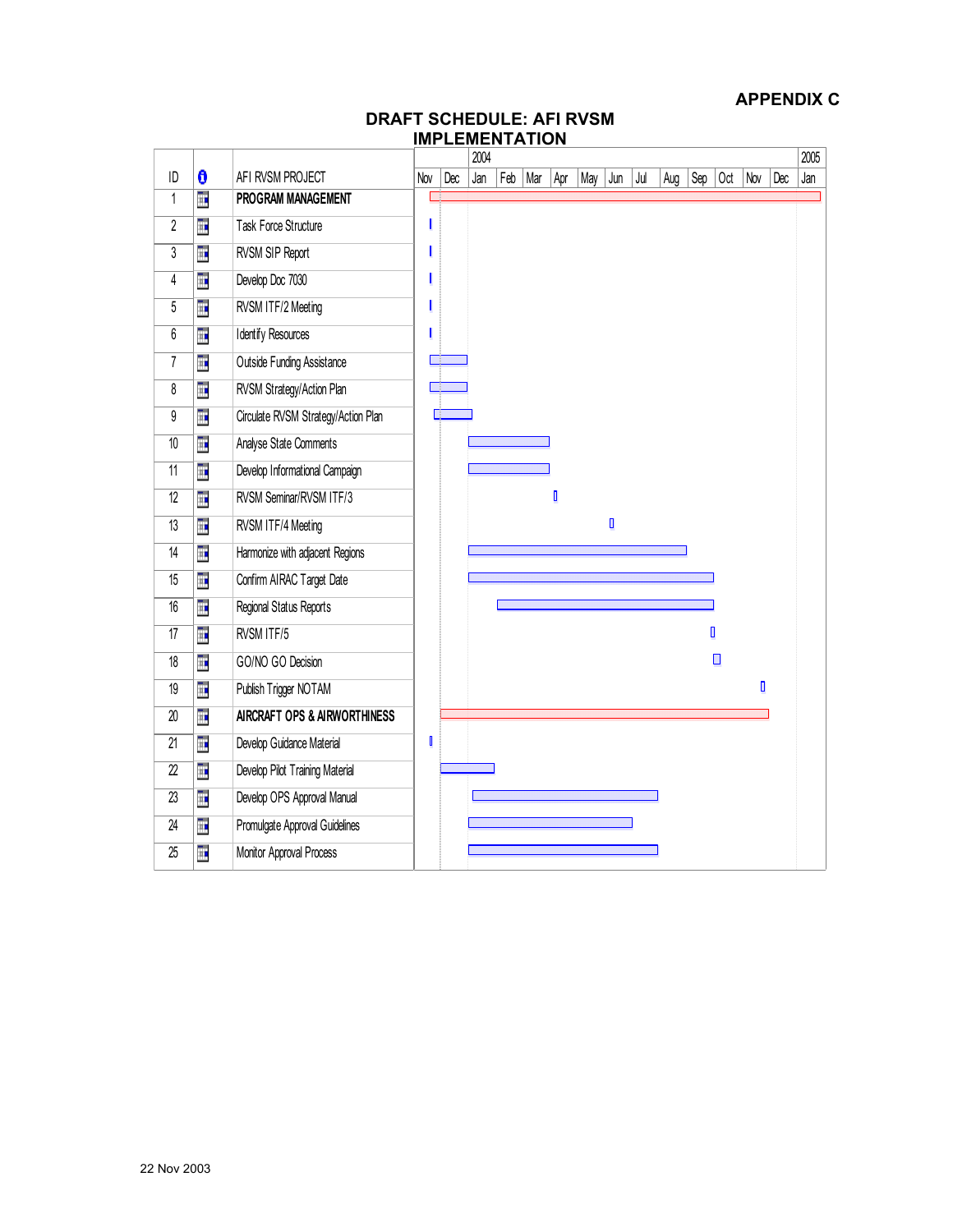**APPENDIX C**

## DRAFT SCHEDULE: AFI RVSM IMPLEMENTATION

| ID | | AFI RVSM PROJECT |
|---|---|---|
| 1 | | **PROGRAM MANAGEMENT** |
| 2 | | Task Force Structure |
| 3 | | RVSM SIP Report |
| 4 | | Develop Doc 7030 |
| 5 | | RVSM ITF/2 Meeting |
| 6 | | Identify Resources |
| 7 | | Outside Funding Assistance |
| 8 | | RVSM Strategy/Action Plan |
| 9 | | Circulate RVSM Strategy/Action Plan |
| 10 | | Analyse State Comments |
| 11 | | Develop Informational Campaign |
| 12 | | RVSM Seminar/RVSM ITF/3 |
| 13 | | RVSM ITF/4 Meeting |
| 14 | | Harmonize with adjacent Regions |
| 15 | | Confirm AIRAC Target Date |
| 16 | | Regional Status Reports |
| 17 | | RVSM ITF/5 |
| 18 | | GO/NO GO Decision |
| 19 | | Publish Trigger NOTAM |
| 20 | | **AIRCRAFT OPS & AIRWORTHINESS** |
| 21 | | Develop Guidance Material |
| 22 | | Develop Pilot Training Material |
| 23 | | Develop OPS Approval Manual |
| 24 | | Promulgate Approval Guidelines |
| 25 | | Monitor Approval Process |

Timeline: Nov, Dec (2003); 2004: Jan, Feb, Mar, Apr, May, Jun, Jul, Aug, Sep, Oct, Nov, Dec; 2005: Jan

22 Nov 2003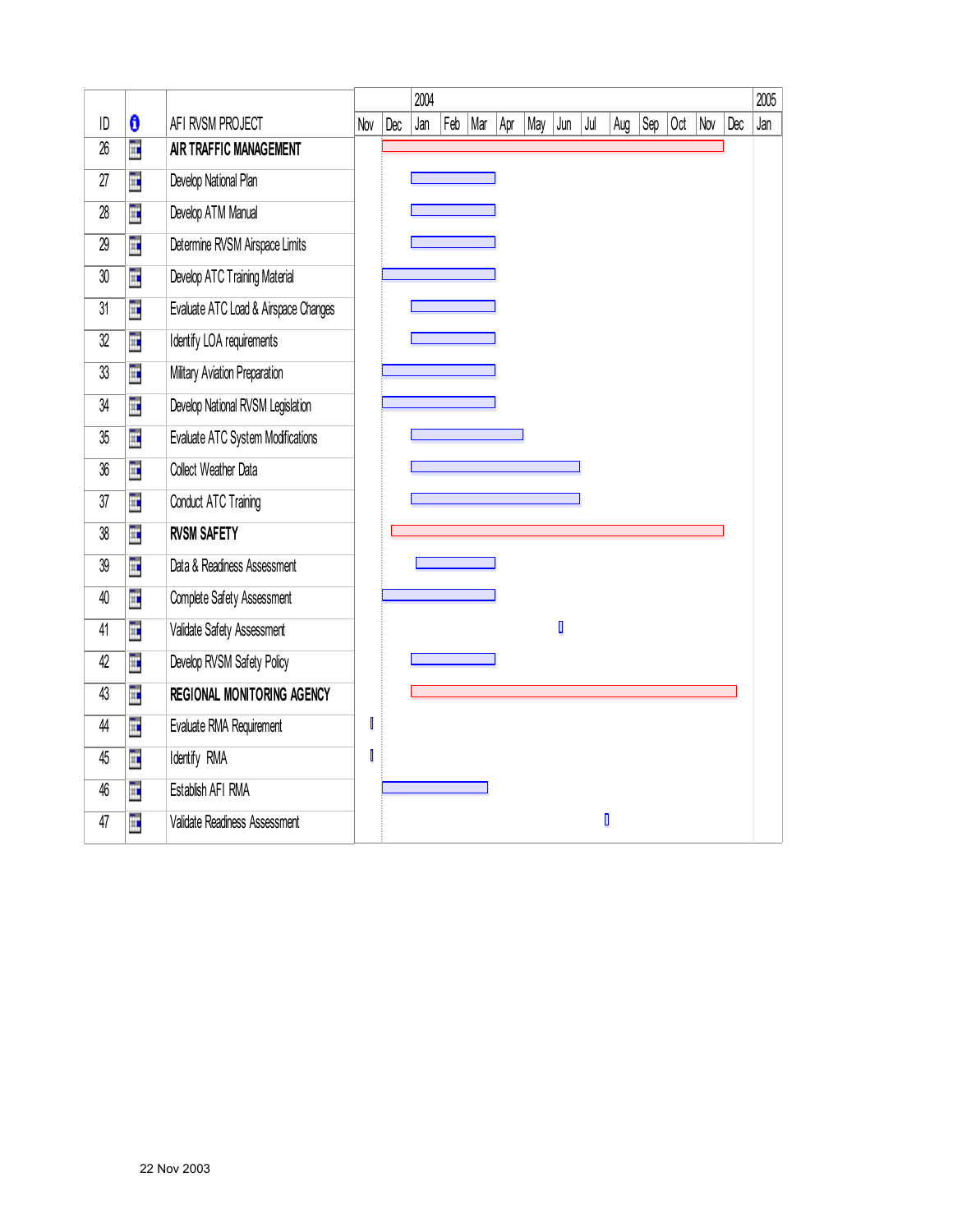| ID | | AFI RVSM PROJECT |
|---|---|---|
| 26 | | **AIR TRAFFIC MANAGEMENT** |
| 27 | | Develop National Plan |
| 28 | | Develop ATM Manual |
| 29 | | Determine RVSM Airspace Limits |
| 30 | | Develop ATC Training Material |
| 31 | | Evaluate ATC Load & Airspace Changes |
| 32 | | Identify LOA requirements |
| 33 | | Military Aviation Preparation |
| 34 | | Develop National RVSM Legislation |
| 35 | | Evaluate ATC System Modifications |
| 36 | | Collect Weather Data |
| 37 | | Conduct ATC Training |
| 38 | | **RVSM SAFETY** |
| 39 | | Data & Readiness Assessment |
| 40 | | Complete Safety Assessment |
| 41 | | Validate Safety Assessment |
| 42 | | Develop RVSM Safety Policy |
| 43 | | **REGIONAL MONITORING AGENCY** |
| 44 | | Evaluate RMA Requirement |
| 45 | | Identify RMA |
| 46 | | Establish AFI RMA |
| 47 | | Validate Readiness Assessment |

Timeline: Nov Dec | 2004: Jan Feb Mar Apr May Jun Jul Aug Sep Oct Nov Dec | 2005: Jan

22 Nov 2003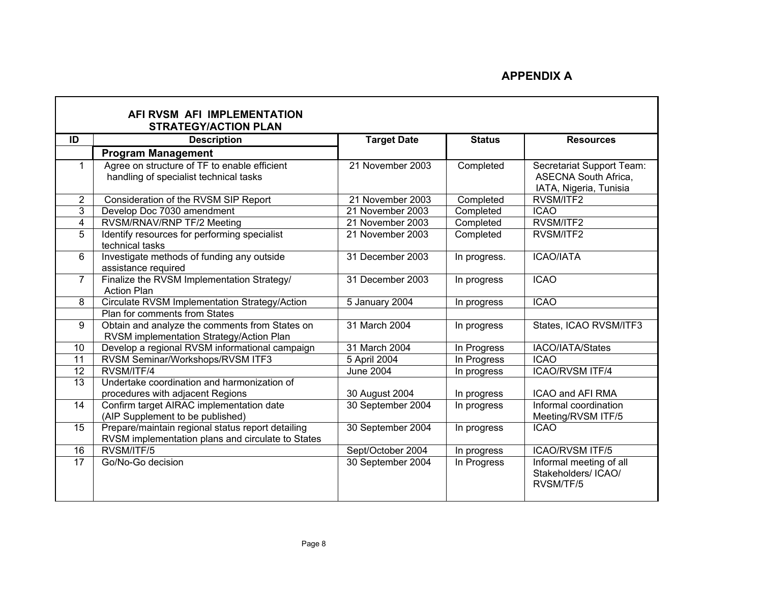## APPENDIX A

**AFI RVSM AFI IMPLEMENTATION STRATEGY/ACTION PLAN**

| ID | Description | Target Date | Status | Resources |
|---|---|---|---|---|
| | **Program Management** | | | |
| 1 | Agree on structure of TF to enable efficient handling of specialist technical tasks | 21 November 2003 | Completed | Secretariat Support Team: ASECNA South Africa, IATA, Nigeria, Tunisia |
| 2 | Consideration of the RVSM SIP Report | 21 November 2003 | Completed | RVSM/ITF2 |
| 3 | Develop Doc 7030 amendment | 21 November 2003 | Completed | ICAO |
| 4 | RVSM/RNAV/RNP TF/2 Meeting | 21 November 2003 | Completed | RVSM/ITF2 |
| 5 | Identify resources for performing specialist technical tasks | 21 November 2003 | Completed | RVSM/ITF2 |
| 6 | Investigate methods of funding any outside assistance required | 31 December 2003 | In progress. | ICAO/IATA |
| 7 | Finalize the RVSM Implementation Strategy/ Action Plan | 31 December 2003 | In progress | ICAO |
| 8 | Circulate RVSM Implementation Strategy/Action | 5 January 2004 | In progress | ICAO |
| | Plan for comments from States | | | |
| 9 | Obtain and analyze the comments from States on RVSM implementation Strategy/Action Plan | 31 March 2004 | In progress | States, ICAO RVSM/ITF3 |
| 10 | Develop a regional RVSM informational campaign | 31 March 2004 | In Progress | IACO/IATA/States |
| 11 | RVSM Seminar/Workshops/RVSM ITF3 | 5 April 2004 | In Progress | ICAO |
| 12 | RVSM/ITF/4 | June 2004 | In progress | ICAO/RVSM ITF/4 |
| 13 | Undertake coordination and harmonization of procedures with adjacent Regions | 30 August 2004 | In progress | ICAO and AFI RMA |
| 14 | Confirm target AIRAC implementation date (AIP Supplement to be published) | 30 September 2004 | In progress | Informal coordination Meeting/RVSM ITF/5 |
| 15 | Prepare/maintain regional status report detailing RVSM implementation plans and circulate to States | 30 September 2004 | In progress | ICAO |
| 16 | RVSM/ITF/5 | Sept/October 2004 | In progress | ICAO/RVSM ITF/5 |
| 17 | Go/No-Go decision | 30 September 2004 | In Progress | Informal meeting of all Stakeholders/ ICAO/ RVSM/TF/5 |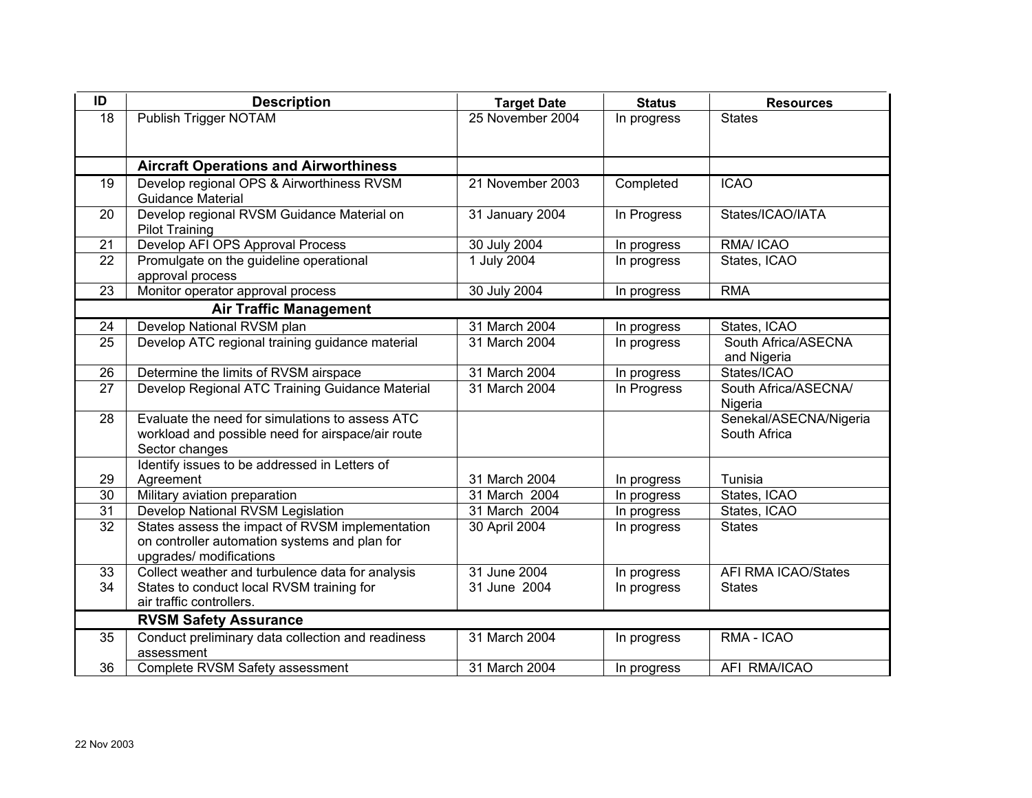| ID | Description | Target Date | Status | Resources |
|---|---|---|---|---|
| 18 | Publish Trigger NOTAM | 25 November 2004 | In progress | States |
| | **Aircraft Operations and Airworthiness** | | | |
| 19 | Develop regional OPS & Airworthiness RVSM Guidance Material | 21 November 2003 | Completed | ICAO |
| 20 | Develop regional RVSM Guidance Material on Pilot Training | 31 January 2004 | In Progress | States/ICAO/IATA |
| 21 | Develop AFI OPS Approval Process | 30 July 2004 | In progress | RMA/ ICAO |
| 22 | Promulgate on the guideline operational approval process | 1 July 2004 | In progress | States, ICAO |
| 23 | Monitor operator approval process | 30 July 2004 | In progress | RMA |
| | **Air Traffic Management** | | | |
| 24 | Develop National RVSM plan | 31 March 2004 | In progress | States, ICAO |
| 25 | Develop ATC regional training guidance material | 31 March 2004 | In progress | South Africa/ASECNA and Nigeria |
| 26 | Determine the limits of RVSM airspace | 31 March 2004 | In progress | States/ICAO |
| 27 | Develop Regional ATC Training Guidance Material | 31 March 2004 | In Progress | South Africa/ASECNA/ Nigeria |
| 28 | Evaluate the need for simulations to assess ATC workload and possible need for airspace/air route Sector changes | | | Senekal/ASECNA/Nigeria South Africa |
| 29 | Identify issues to be addressed in Letters of Agreement | 31 March 2004 | In progress | Tunisia |
| 30 | Military aviation preparation | 31 March 2004 | In progress | States, ICAO |
| 31 | Develop National RVSM Legislation | 31 March 2004 | In progress | States, ICAO |
| 32 | States assess the impact of RVSM implementation on controller automation systems and plan for upgrades/ modifications | 30 April 2004 | In progress | States |
| 33 | Collect weather and turbulence data for analysis | 31 June 2004 | In progress | AFI RMA ICAO/States |
| 34 | States to conduct local RVSM training for air traffic controllers. | 31 June 2004 | In progress | States |
| | **RVSM Safety Assurance** | | | |
| 35 | Conduct preliminary data collection and readiness assessment | 31 March 2004 | In progress | RMA - ICAO |
| 36 | Complete RVSM Safety assessment | 31 March 2004 | In progress | AFI RMA/ICAO |

22 Nov 2003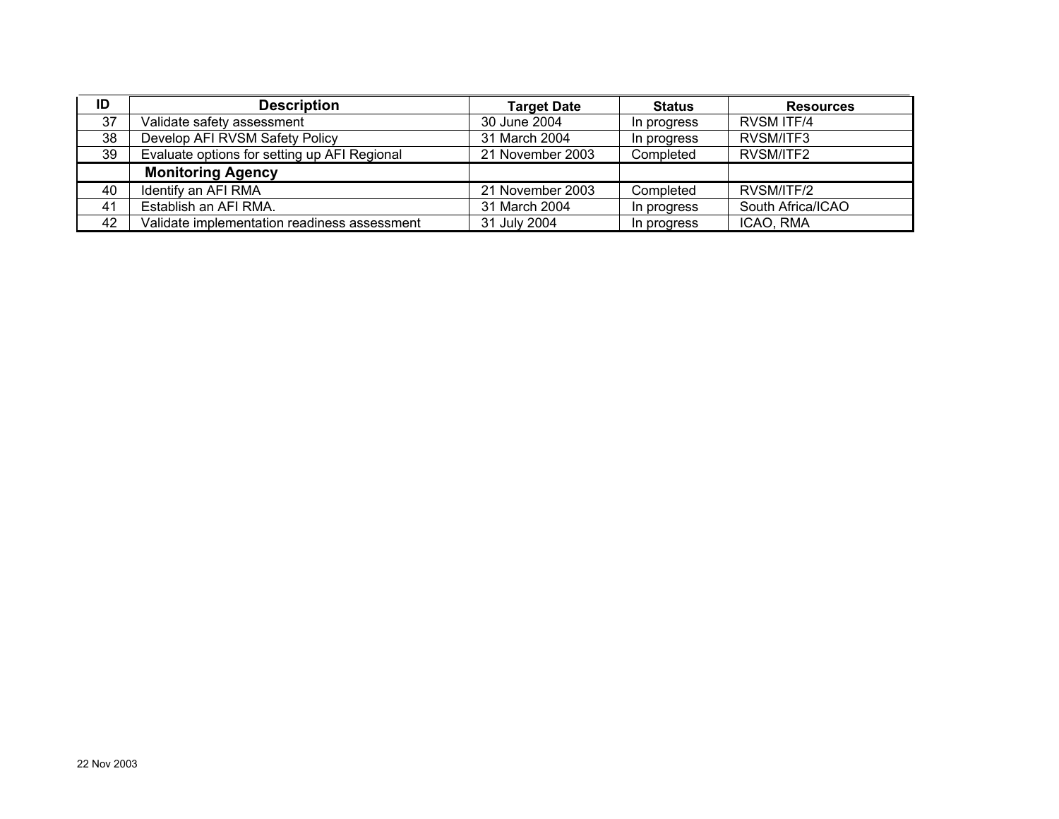| ID | Description | Target Date | Status | Resources |
|---|---|---|---|---|
| 37 | Validate safety assessment | 30 June 2004 | In progress | RVSM ITF/4 |
| 38 | Develop AFI RVSM Safety Policy | 31 March 2004 | In progress | RVSM/ITF3 |
| 39 | Evaluate options for setting up AFI Regional | 21 November 2003 | Completed | RVSM/ITF2 |
| | **Monitoring Agency** | | | |
| 40 | Identify an AFI RMA | 21 November 2003 | Completed | RVSM/ITF/2 |
| 41 | Establish an AFI RMA. | 31 March 2004 | In progress | South Africa/ICAO |
| 42 | Validate implementation readiness assessment | 31 July 2004 | In progress | ICAO, RMA |